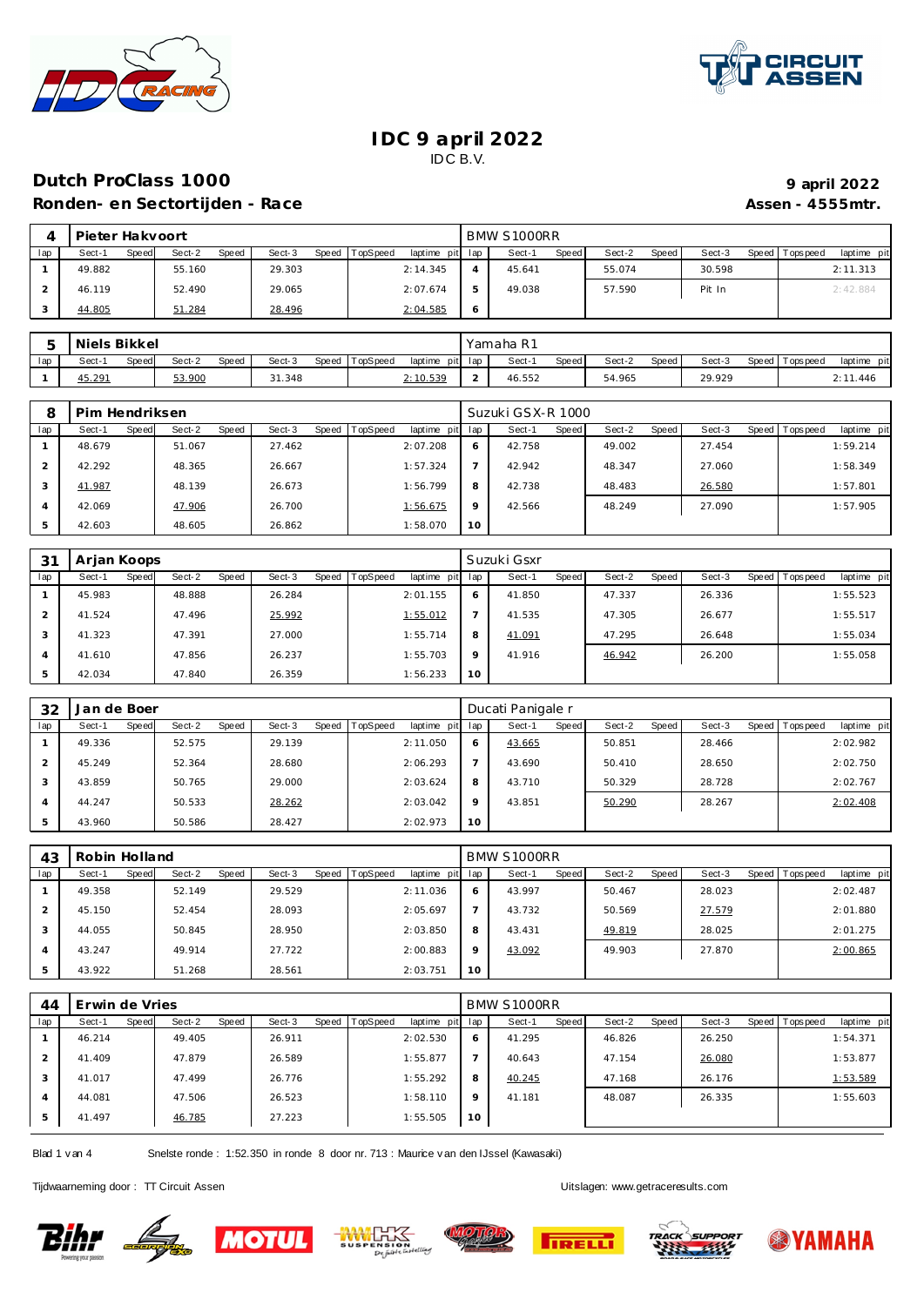# IDC 9 april 2022

IDC B.V.

## Dutch ProClass 1000

**9 april 2022**

### Ronden- en Sectortijden - Race

**Assen - 4555mtr.**

| 4 | Pieter Hakvoort | | | | | | | | BMW S1000RR | | | | | | | |
|---|---|---|---|---|---|---|---|---|---|---|---|---|---|---|---|---|
| lap | Sect-1 | Speed | Sect-2 | Speed | Sect-3 | Speed | TopSpeed | laptime pit | lap | Sect-1 | Speed | Sect-2 | Speed | Sect-3 | Speed | Topspeed | laptime pit |
| 1 | 49.882 | | 55.160 | | 29.303 | | | 2:14.345 | 4 | 45.641 | | 55.074 | | 30.598 | | | 2:11.313 |
| 2 | 46.119 | | 52.490 | | 29.065 | | | 2:07.674 | 5 | 49.038 | | 57.590 | | Pit In | | | 2:42.884 |
| 3 | 44.805 | | 51.284 | | 28.496 | | | 2:04.585 | 6 | | | | | | | | |

| 5 | Niels Bikkel | | | | | | | | Yamaha R1 | | | | | | | | |
|---|---|---|---|---|---|---|---|---|---|---|---|---|---|---|---|---|---|
| lap | Sect-1 | Speed | Sect-2 | Speed | Sect-3 | Speed | TopSpeed | laptime pit | lap | Sect-1 | Speed | Sect-2 | Speed | Sect-3 | Speed | Topspeed | laptime pit |
| 1 | 45.291 | | 53.900 | | 31.348 | | | 2:10.539 | 2 | 46.552 | | 54.965 | | 29.929 | | | 2:11.446 |

| 8 | Pim Hendriksen | | | | | | | | Suzuki GSX-R 1000 | | | | | | | | |
|---|---|---|---|---|---|---|---|---|---|---|---|---|---|---|---|---|---|
| lap | Sect-1 | Speed | Sect-2 | Speed | Sect-3 | Speed | TopSpeed | laptime pit | lap | Sect-1 | Speed | Sect-2 | Speed | Sect-3 | Speed | Topspeed | laptime pit |
| 1 | 48.679 | | 51.067 | | 27.462 | | | 2:07.208 | 6 | 42.758 | | 49.002 | | 27.454 | | | 1:59.214 |
| 2 | 42.292 | | 48.365 | | 26.667 | | | 1:57.324 | 7 | 42.942 | | 48.347 | | 27.060 | | | 1:58.349 |
| 3 | 41.987 | | 48.139 | | 26.673 | | | 1:56.799 | 8 | 42.738 | | 48.483 | | 26.580 | | | 1:57.801 |
| 4 | 42.069 | | 47.906 | | 26.700 | | | 1:56.675 | 9 | 42.566 | | 48.249 | | 27.090 | | | 1:57.905 |
| 5 | 42.603 | | 48.605 | | 26.862 | | | 1:58.070 | 10 | | | | | | | | |

| 31 | Arjan Koops | | | | | | | | Suzuki Gsxr | | | | | | | | |
|---|---|---|---|---|---|---|---|---|---|---|---|---|---|---|---|---|---|
| lap | Sect-1 | Speed | Sect-2 | Speed | Sect-3 | Speed | TopSpeed | laptime pit | lap | Sect-1 | Speed | Sect-2 | Speed | Sect-3 | Speed | Topspeed | laptime pit |
| 1 | 45.983 | | 48.888 | | 26.284 | | | 2:01.155 | 6 | 41.850 | | 47.337 | | 26.336 | | | 1:55.523 |
| 2 | 41.524 | | 47.496 | | 25.992 | | | 1:55.012 | 7 | 41.535 | | 47.305 | | 26.677 | | | 1:55.517 |
| 3 | 41.323 | | 47.391 | | 27.000 | | | 1:55.714 | 8 | 41.091 | | 47.295 | | 26.648 | | | 1:55.034 |
| 4 | 41.610 | | 47.856 | | 26.237 | | | 1:55.703 | 9 | 41.916 | | 46.942 | | 26.200 | | | 1:55.058 |
| 5 | 42.034 | | 47.840 | | 26.359 | | | 1:56.233 | 10 | | | | | | | | |

| 32 | Jan de Boer | | | | | | | | Ducati Panigale r | | | | | | | | |
|---|---|---|---|---|---|---|---|---|---|---|---|---|---|---|---|---|---|
| lap | Sect-1 | Speed | Sect-2 | Speed | Sect-3 | Speed | TopSpeed | laptime pit | lap | Sect-1 | Speed | Sect-2 | Speed | Sect-3 | Speed | Topspeed | laptime pit |
| 1 | 49.336 | | 52.575 | | 29.139 | | | 2:11.050 | 6 | 43.665 | | 50.851 | | 28.466 | | | 2:02.982 |
| 2 | 45.249 | | 52.364 | | 28.680 | | | 2:06.293 | 7 | 43.690 | | 50.410 | | 28.650 | | | 2:02.750 |
| 3 | 43.859 | | 50.765 | | 29.000 | | | 2:03.624 | 8 | 43.710 | | 50.329 | | 28.728 | | | 2:02.767 |
| 4 | 44.247 | | 50.533 | | 28.262 | | | 2:03.042 | 9 | 43.851 | | 50.290 | | 28.267 | | | 2:02.408 |
| 5 | 43.960 | | 50.586 | | 28.427 | | | 2:02.973 | 10 | | | | | | | | |

| 43 | Robin Holland | | | | | | | | BMW S1000RR | | | | | | | | |
|---|---|---|---|---|---|---|---|---|---|---|---|---|---|---|---|---|---|
| lap | Sect-1 | Speed | Sect-2 | Speed | Sect-3 | Speed | TopSpeed | laptime pit | lap | Sect-1 | Speed | Sect-2 | Speed | Sect-3 | Speed | Topspeed | laptime pit |
| 1 | 49.358 | | 52.149 | | 29.529 | | | 2:11.036 | 6 | 43.997 | | 50.467 | | 28.023 | | | 2:02.487 |
| 2 | 45.150 | | 52.454 | | 28.093 | | | 2:05.697 | 7 | 43.732 | | 50.569 | | 27.579 | | | 2:01.880 |
| 3 | 44.055 | | 50.845 | | 28.950 | | | 2:03.850 | 8 | 43.431 | | 49.819 | | 28.025 | | | 2:01.275 |
| 4 | 43.247 | | 49.914 | | 27.722 | | | 2:00.883 | 9 | 43.092 | | 49.903 | | 27.870 | | | 2:00.865 |
| 5 | 43.922 | | 51.268 | | 28.561 | | | 2:03.751 | 10 | | | | | | | | |

| 44 | Erwin de Vries | | | | | | | | BMW S1000RR | | | | | | | | |
|---|---|---|---|---|---|---|---|---|---|---|---|---|---|---|---|---|---|
| lap | Sect-1 | Speed | Sect-2 | Speed | Sect-3 | Speed | TopSpeed | laptime pit | lap | Sect-1 | Speed | Sect-2 | Speed | Sect-3 | Speed | Topspeed | laptime pit |
| 1 | 46.214 | | 49.405 | | 26.911 | | | 2:02.530 | 6 | 41.295 | | 46.826 | | 26.250 | | | 1:54.371 |
| 2 | 41.409 | | 47.879 | | 26.589 | | | 1:55.877 | 7 | 40.643 | | 47.154 | | 26.080 | | | 1:53.877 |
| 3 | 41.017 | | 47.499 | | 26.776 | | | 1:55.292 | 8 | 40.245 | | 47.168 | | 26.176 | | | 1:53.589 |
| 4 | 44.081 | | 47.506 | | 26.523 | | | 1:58.110 | 9 | 41.181 | | 48.087 | | 26.335 | | | 1:55.603 |
| 5 | 41.497 | | 46.785 | | 27.223 | | | 1:55.505 | 10 | | | | | | | | |

Snelste ronde : 1:52.350 in ronde 8 door nr. 713 : Maurice van den IJssel (Kawasaki)

Tijdwaarneming door : TT Circuit Assen

Uitslagen: www.getraceresults.com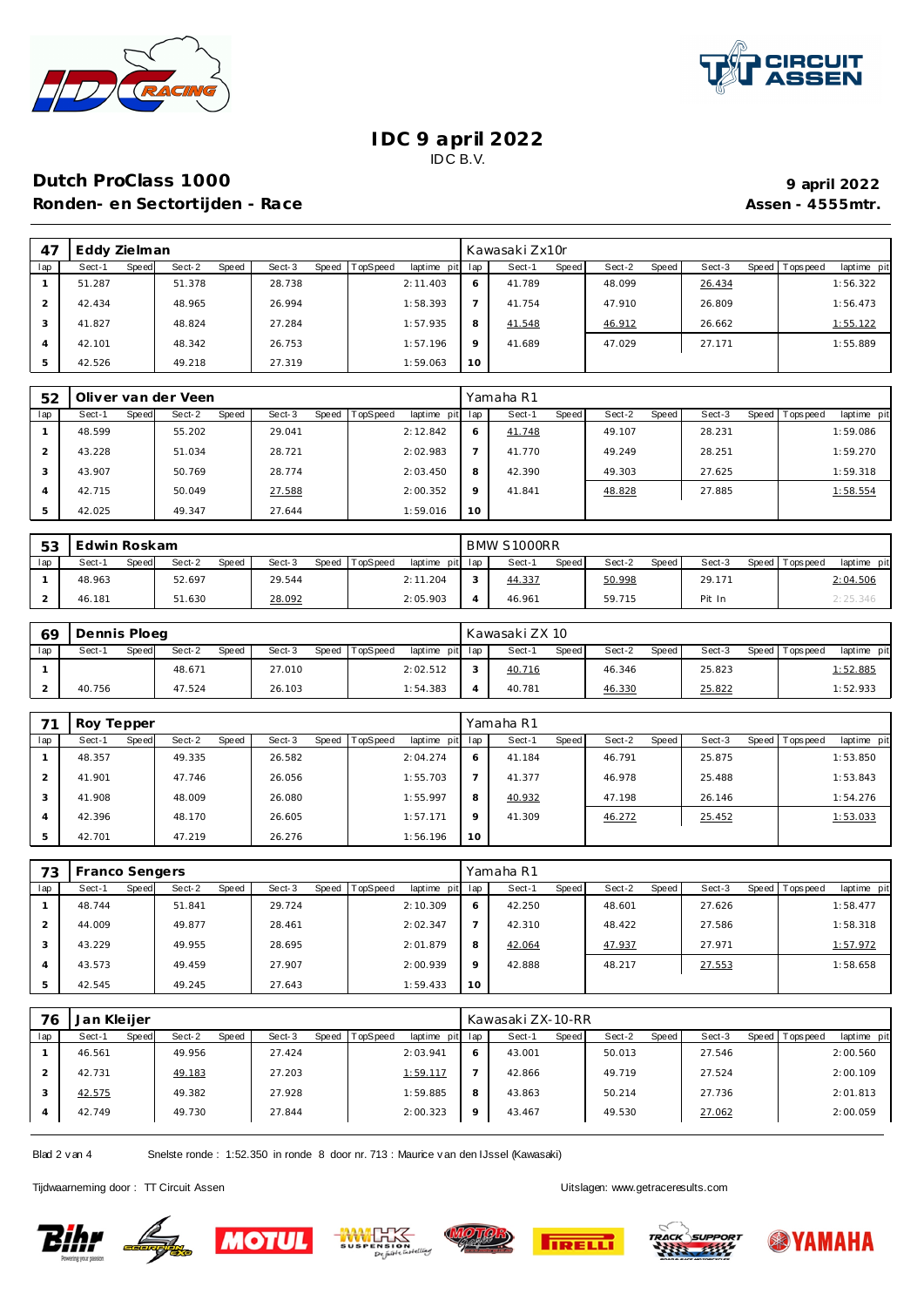# IDC 9 april 2022

IDC B.V.

## Dutch ProClass 1000

**Ronden- en Sectortijden - Race**

**9 april 2022**

**Assen - 4555mtr.**

| 47 | Eddy Zielman | | | | | | | | Kawasaki Zx10r | | | | | | | | |
|---|---|---|---|---|---|---|---|---|---|---|---|---|---|---|---|---|---|
| lap | Sect-1 | Speed | Sect-2 | Speed | Sect-3 | Speed | TopSpeed | laptime pit | lap | Sect-1 | Speed | Sect-2 | Speed | Sect-3 | Speed | Topspeed | laptime pit |
| 1 | 51.287 | | 51.378 | | 28.738 | | | 2:11.403 | 6 | 41.789 | | 48.099 | | 26.434 | | | 1:56.322 |
| 2 | 42.434 | | 48.965 | | 26.994 | | | 1:58.393 | 7 | 41.754 | | 47.910 | | 26.809 | | | 1:56.473 |
| 3 | 41.827 | | 48.824 | | 27.284 | | | 1:57.935 | 8 | 41.548 | | 46.912 | | 26.662 | | | 1:55.122 |
| 4 | 42.101 | | 48.342 | | 26.753 | | | 1:57.196 | 9 | 41.689 | | 47.029 | | 27.171 | | | 1:55.889 |
| 5 | 42.526 | | 49.218 | | 27.319 | | | 1:59.063 | 10 | | | | | | | | |

| 52 | Oliver van der Veen | | | | | | | | Yamaha R1 | | | | | | | | |
|---|---|---|---|---|---|---|---|---|---|---|---|---|---|---|---|---|---|
| lap | Sect-1 | Speed | Sect-2 | Speed | Sect-3 | Speed | TopSpeed | laptime pit | lap | Sect-1 | Speed | Sect-2 | Speed | Sect-3 | Speed | Topspeed | laptime pit |
| 1 | 48.599 | | 55.202 | | 29.041 | | | 2:12.842 | 6 | 41.748 | | 49.107 | | 28.231 | | | 1:59.086 |
| 2 | 43.228 | | 51.034 | | 28.721 | | | 2:02.983 | 7 | 41.770 | | 49.249 | | 28.251 | | | 1:59.270 |
| 3 | 43.907 | | 50.769 | | 28.774 | | | 2:03.450 | 8 | 42.390 | | 49.303 | | 27.625 | | | 1:59.318 |
| 4 | 42.715 | | 50.049 | | 27.588 | | | 2:00.352 | 9 | 41.841 | | 48.828 | | 27.885 | | | 1:58.554 |
| 5 | 42.025 | | 49.347 | | 27.644 | | | 1:59.016 | 10 | | | | | | | | |

| 53 | Edwin Roskam | | | | | | | | BMW S1000RR | | | | | | | | |
|---|---|---|---|---|---|---|---|---|---|---|---|---|---|---|---|---|---|
| lap | Sect-1 | Speed | Sect-2 | Speed | Sect-3 | Speed | TopSpeed | laptime pit | lap | Sect-1 | Speed | Sect-2 | Speed | Sect-3 | Speed | Topspeed | laptime pit |
| 1 | 48.963 | | 52.697 | | 29.544 | | | 2:11.204 | 3 | 44.337 | | 50.998 | | 29.171 | | | 2:04.506 |
| 2 | 46.181 | | 51.630 | | 28.092 | | | 2:05.903 | 4 | 46.961 | | 59.715 | | Pit In | | | 2:25.346 |

| 69 | Dennis Ploeg | | | | | | | | Kawasaki ZX 10 | | | | | | | | |
|---|---|---|---|---|---|---|---|---|---|---|---|---|---|---|---|---|---|
| lap | Sect-1 | Speed | Sect-2 | Speed | Sect-3 | Speed | TopSpeed | laptime pit | lap | Sect-1 | Speed | Sect-2 | Speed | Sect-3 | Speed | Topspeed | laptime pit |
| 1 | | | 48.671 | | 27.010 | | | 2:02.512 | 3 | 40.716 | | 46.346 | | 25.823 | | | 1:52.885 |
| 2 | 40.756 | | 47.524 | | 26.103 | | | 1:54.383 | 4 | 40.781 | | 46.330 | | 25.822 | | | 1:52.933 |

| 71 | Roy Tepper | | | | | | | | Yamaha R1 | | | | | | | | |
|---|---|---|---|---|---|---|---|---|---|---|---|---|---|---|---|---|---|
| lap | Sect-1 | Speed | Sect-2 | Speed | Sect-3 | Speed | TopSpeed | laptime pit | lap | Sect-1 | Speed | Sect-2 | Speed | Sect-3 | Speed | Topspeed | laptime pit |
| 1 | 48.357 | | 49.335 | | 26.582 | | | 2:04.274 | 6 | 41.184 | | 46.791 | | 25.875 | | | 1:53.850 |
| 2 | 41.901 | | 47.746 | | 26.056 | | | 1:55.703 | 7 | 41.377 | | 46.978 | | 25.488 | | | 1:53.843 |
| 3 | 41.908 | | 48.009 | | 26.080 | | | 1:55.997 | 8 | 40.932 | | 47.198 | | 26.146 | | | 1:54.276 |
| 4 | 42.396 | | 48.170 | | 26.605 | | | 1:57.171 | 9 | 41.309 | | 46.272 | | 25.452 | | | 1:53.033 |
| 5 | 42.701 | | 47.219 | | 26.276 | | | 1:56.196 | 10 | | | | | | | | |

| 73 | Franco Sengers | | | | | | | | Yamaha R1 | | | | | | | | |
|---|---|---|---|---|---|---|---|---|---|---|---|---|---|---|---|---|---|
| lap | Sect-1 | Speed | Sect-2 | Speed | Sect-3 | Speed | TopSpeed | laptime pit | lap | Sect-1 | Speed | Sect-2 | Speed | Sect-3 | Speed | Topspeed | laptime pit |
| 1 | 48.744 | | 51.841 | | 29.724 | | | 2:10.309 | 6 | 42.250 | | 48.601 | | 27.626 | | | 1:58.477 |
| 2 | 44.009 | | 49.877 | | 28.461 | | | 2:02.347 | 7 | 42.310 | | 48.422 | | 27.586 | | | 1:58.318 |
| 3 | 43.229 | | 49.955 | | 28.695 | | | 2:01.879 | 8 | 42.064 | | 47.937 | | 27.971 | | | 1:57.972 |
| 4 | 43.573 | | 49.459 | | 27.907 | | | 2:00.939 | 9 | 42.888 | | 48.217 | | 27.553 | | | 1:58.658 |
| 5 | 42.545 | | 49.245 | | 27.643 | | | 1:59.433 | 10 | | | | | | | | |

| 76 | Jan Kleijer | | | | | | | | Kawasaki ZX-10-RR | | | | | | | | |
|---|---|---|---|---|---|---|---|---|---|---|---|---|---|---|---|---|---|
| lap | Sect-1 | Speed | Sect-2 | Speed | Sect-3 | Speed | TopSpeed | laptime pit | lap | Sect-1 | Speed | Sect-2 | Speed | Sect-3 | Speed | Topspeed | laptime pit |
| 1 | 46.561 | | 49.956 | | 27.424 | | | 2:03.941 | 6 | 43.001 | | 50.013 | | 27.546 | | | 2:00.560 |
| 2 | 42.731 | | 49.183 | | 27.203 | | | 1:59.117 | 7 | 42.866 | | 49.719 | | 27.524 | | | 2:00.109 |
| 3 | 42.575 | | 49.382 | | 27.928 | | | 1:59.885 | 8 | 43.863 | | 50.214 | | 27.736 | | | 2:01.813 |
| 4 | 42.749 | | 49.730 | | 27.844 | | | 2:00.323 | 9 | 43.467 | | 49.530 | | 27.062 | | | 2:00.059 |

Snelste ronde : 1:52.350 in ronde 8 door nr. 713 : Maurice van den IJssel (Kawasaki)

Tijdwaarneming door : TT Circuit Assen

Uitslagen: www.getraceresults.com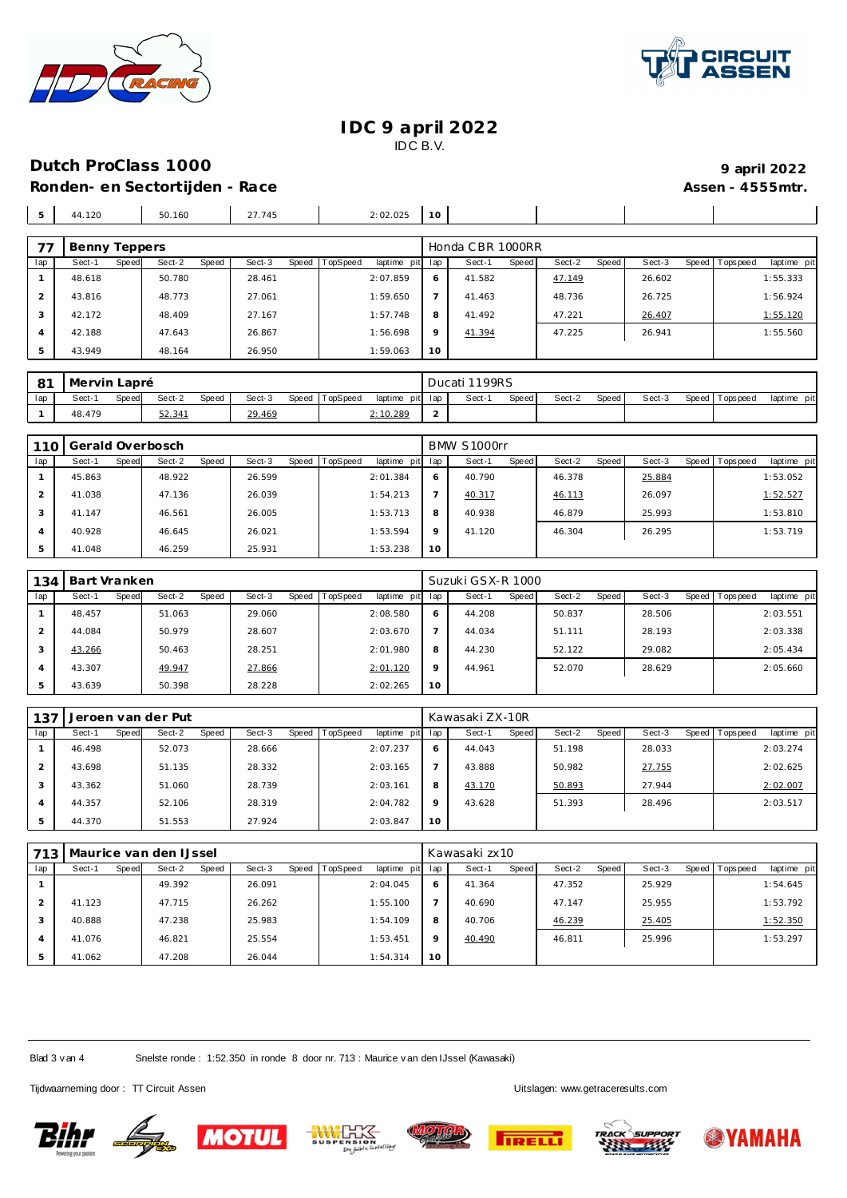# IDC 9 april 2022

IDC B.V.

## Dutch ProClass 1000

**Ronden- en Sectortijden - Race**

**9 april 2022**

**Assen - 4555mtr.**

| lap | Sect-1 | Speed | Sect-2 | Speed | Sect-3 | Speed | TopSpeed | laptime pit | lap | Sect-1 | Speed | Sect-2 | Speed | Sect-3 | Speed | Topspeed | laptime pit |
|---|---|---|---|---|---|---|---|---|---|---|---|---|---|---|---|---|---|
| 5 | 44.120 | | 50.160 | | 27.745 | | | 2:02.025 | 10 | | | | | | | | |

| 77 | Benny Teppers | | | | | | | | Honda CBR 1000RR | | | | | | | | |
|---|---|---|---|---|---|---|---|---|---|---|---|---|---|---|---|---|---|
| lap | Sect-1 | Speed | Sect-2 | Speed | Sect-3 | Speed | TopSpeed | laptime pit | lap | Sect-1 | Speed | Sect-2 | Speed | Sect-3 | Speed | Topspeed | laptime pit |
| 1 | 48.618 | | 50.780 | | 28.461 | | | 2:07.859 | 6 | 41.582 | | 47.149 | | 26.602 | | | 1:55.333 |
| 2 | 43.816 | | 48.773 | | 27.061 | | | 1:59.650 | 7 | 41.463 | | 48.736 | | 26.725 | | | 1:56.924 |
| 3 | 42.172 | | 48.409 | | 27.167 | | | 1:57.748 | 8 | 41.492 | | 47.221 | | 26.407 | | | 1:55.120 |
| 4 | 42.188 | | 47.643 | | 26.867 | | | 1:56.698 | 9 | 41.394 | | 47.225 | | 26.941 | | | 1:55.560 |
| 5 | 43.949 | | 48.164 | | 26.950 | | | 1:59.063 | 10 | | | | | | | | |

| 81 | Mervin Lapré | | | | | | | | Ducati 1199RS | | | | | | | | |
|---|---|---|---|---|---|---|---|---|---|---|---|---|---|---|---|---|---|
| lap | Sect-1 | Speed | Sect-2 | Speed | Sect-3 | Speed | TopSpeed | laptime pit | lap | Sect-1 | Speed | Sect-2 | Speed | Sect-3 | Speed | Topspeed | laptime pit |
| 1 | 48.479 | | 52.341 | | 29.469 | | | 2:10.289 | 2 | | | | | | | | |

| 110 | Gerald Overbosch | | | | | | | | BMW S1000rr | | | | | | | | |
|---|---|---|---|---|---|---|---|---|---|---|---|---|---|---|---|---|---|
| lap | Sect-1 | Speed | Sect-2 | Speed | Sect-3 | Speed | TopSpeed | laptime pit | lap | Sect-1 | Speed | Sect-2 | Speed | Sect-3 | Speed | Topspeed | laptime pit |
| 1 | 45.863 | | 48.922 | | 26.599 | | | 2:01.384 | 6 | 40.790 | | 46.378 | | 25.884 | | | 1:53.052 |
| 2 | 41.038 | | 47.136 | | 26.039 | | | 1:54.213 | 7 | 40.317 | | 46.113 | | 26.097 | | | 1:52.527 |
| 3 | 41.147 | | 46.561 | | 26.005 | | | 1:53.713 | 8 | 40.938 | | 46.879 | | 25.993 | | | 1:53.810 |
| 4 | 40.928 | | 46.645 | | 26.021 | | | 1:53.594 | 9 | 41.120 | | 46.304 | | 26.295 | | | 1:53.719 |
| 5 | 41.048 | | 46.259 | | 25.931 | | | 1:53.238 | 10 | | | | | | | | |

| 134 | Bart Vranken | | | | | | | | Suzuki GSX-R 1000 | | | | | | | | |
|---|---|---|---|---|---|---|---|---|---|---|---|---|---|---|---|---|---|
| lap | Sect-1 | Speed | Sect-2 | Speed | Sect-3 | Speed | TopSpeed | laptime pit | lap | Sect-1 | Speed | Sect-2 | Speed | Sect-3 | Speed | Topspeed | laptime pit |
| 1 | 48.457 | | 51.063 | | 29.060 | | | 2:08.580 | 6 | 44.208 | | 50.837 | | 28.506 | | | 2:03.551 |
| 2 | 44.084 | | 50.979 | | 28.607 | | | 2:03.670 | 7 | 44.034 | | 51.111 | | 28.193 | | | 2:03.338 |
| 3 | 43.266 | | 50.463 | | 28.251 | | | 2:01.980 | 8 | 44.230 | | 52.122 | | 29.082 | | | 2:05.434 |
| 4 | 43.307 | | 49.947 | | 27.866 | | | 2:01.120 | 9 | 44.961 | | 52.070 | | 28.629 | | | 2:05.660 |
| 5 | 43.639 | | 50.398 | | 28.228 | | | 2:02.265 | 10 | | | | | | | | |

| 137 | Jeroen van der Put | | | | | | | | Kawasaki ZX-10R | | | | | | | | |
|---|---|---|---|---|---|---|---|---|---|---|---|---|---|---|---|---|---|
| lap | Sect-1 | Speed | Sect-2 | Speed | Sect-3 | Speed | TopSpeed | laptime pit | lap | Sect-1 | Speed | Sect-2 | Speed | Sect-3 | Speed | Topspeed | laptime pit |
| 1 | 46.498 | | 52.073 | | 28.666 | | | 2:07.237 | 6 | 44.043 | | 51.198 | | 28.033 | | | 2:03.274 |
| 2 | 43.698 | | 51.135 | | 28.332 | | | 2:03.165 | 7 | 43.888 | | 50.982 | | 27.755 | | | 2:02.625 |
| 3 | 43.362 | | 51.060 | | 28.739 | | | 2:03.161 | 8 | 43.170 | | 50.893 | | 27.944 | | | 2:02.007 |
| 4 | 44.357 | | 52.106 | | 28.319 | | | 2:04.782 | 9 | 43.628 | | 51.393 | | 28.496 | | | 2:03.517 |
| 5 | 44.370 | | 51.553 | | 27.924 | | | 2:03.847 | 10 | | | | | | | | |

| 713 | Maurice van den IJssel | | | | | | | | Kawasaki zx10 | | | | | | | | |
|---|---|---|---|---|---|---|---|---|---|---|---|---|---|---|---|---|---|
| lap | Sect-1 | Speed | Sect-2 | Speed | Sect-3 | Speed | TopSpeed | laptime pit | lap | Sect-1 | Speed | Sect-2 | Speed | Sect-3 | Speed | Topspeed | laptime pit |
| 1 | | | 49.392 | | 26.091 | | | 2:04.045 | 6 | 41.364 | | 47.352 | | 25.929 | | | 1:54.645 |
| 2 | 41.123 | | 47.715 | | 26.262 | | | 1:55.100 | 7 | 40.690 | | 47.147 | | 25.955 | | | 1:53.792 |
| 3 | 40.888 | | 47.238 | | 25.983 | | | 1:54.109 | 8 | 40.706 | | 46.239 | | 25.405 | | | 1:52.350 |
| 4 | 41.076 | | 46.821 | | 25.554 | | | 1:53.451 | 9 | 40.490 | | 46.811 | | 25.996 | | | 1:53.297 |
| 5 | 41.062 | | 47.208 | | 26.044 | | | 1:54.314 | 10 | | | | | | | | |

Snelste ronde : 1:52.350 in ronde 8 door nr. 713 : Maurice van den IJssel (Kawasaki)

Tijdwaarneming door : TT Circuit Assen

Uitslagen: www.getraceresults.com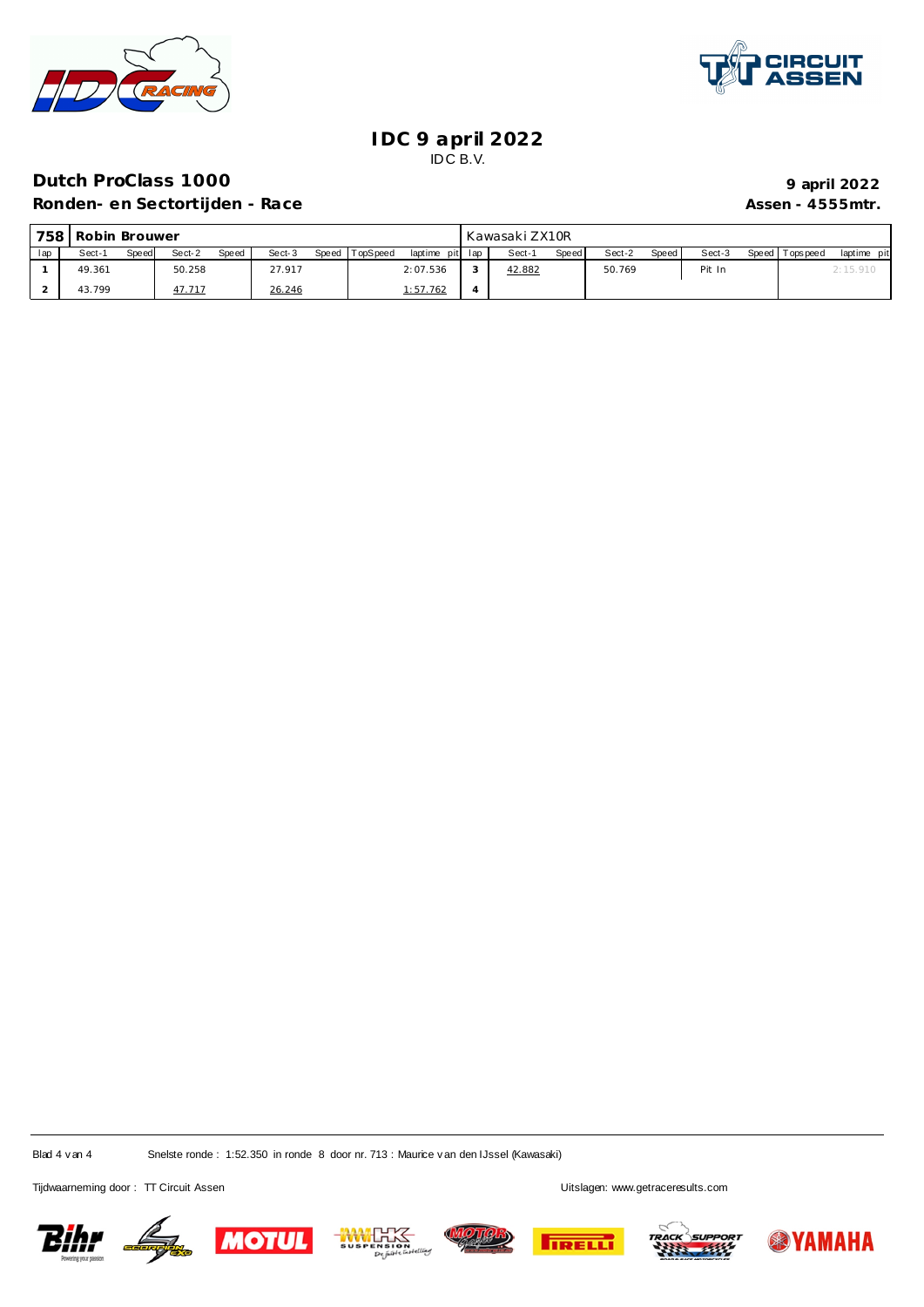# IDC 9 april 2022

IDC B.V.

## Dutch ProClass 1000

**Ronden- en Sectortijden - Race**

**9 april 2022**

**Assen - 4555mtr.**

| 758 | Robin Brouwer | | | | | | | | Kawasaki ZX10R | | | | | | | |
|---|---|---|---|---|---|---|---|---|---|---|---|---|---|---|---|---|
| lap | Sect-1 | Speed | Sect-2 | Speed | Sect-3 | Speed | TopSpeed | laptime pit | lap | Sect-1 | Speed | Sect-2 | Speed | Sect-3 | Speed | Topspeed | laptime pit |
| 1 | 49.361 | | 50.258 | | 27.917 | | | 2:07.536 | 3 | 42.882 | | 50.769 | | Pit In | | | 2:15.910 |
| 2 | 43.799 | | 47.717 | | 26.246 | | | 1:57.762 | 4 | | | | | | | | |

Snelste ronde : 1:52.350 in ronde 8 door nr. 713 : Maurice van den IJssel (Kawasaki)

Tijdwaarneming door : TT Circuit Assen

Uitslagen: www.getraceresults.com